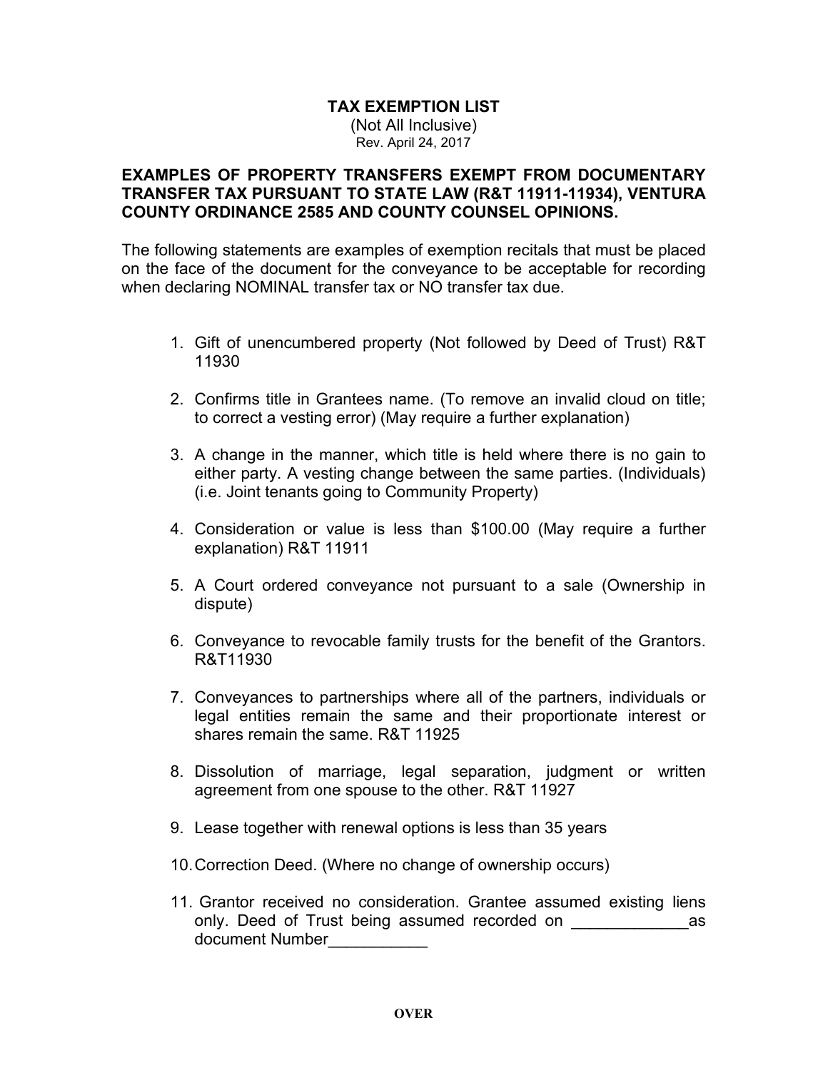# TAX EXEMPTION LIST

(Not All Inclusive)

Rev. April 24, 2017

**EXAMPLES OF PROPERTY TRANSFERS EXEMPT FROM DOCUMENTARY TRANSFER TAX PURSUANT TO STATE LAW (R&T 11911-11934), VENTURA COUNTY ORDINANCE 2585 AND COUNTY COUNSEL OPINIONS.**

The following statements are examples of exemption recitals that must be placed on the face of the document for the conveyance to be acceptable for recording when declaring NOMINAL transfer tax or NO transfer tax due.

1. Gift of unencumbered property (Not followed by Deed of Trust) R&T 11930
2. Confirms title in Grantees name. (To remove an invalid cloud on title; to correct a vesting error) (May require a further explanation)
3. A change in the manner, which title is held where there is no gain to either party. A vesting change between the same parties. (Individuals) (i.e. Joint tenants going to Community Property)
4. Consideration or value is less than $100.00 (May require a further explanation) R&T 11911
5. A Court ordered conveyance not pursuant to a sale (Ownership in dispute)
6. Conveyance to revocable family trusts for the benefit of the Grantors. R&T11930
7. Conveyances to partnerships where all of the partners, individuals or legal entities remain the same and their proportionate interest or shares remain the same. R&T 11925
8. Dissolution of marriage, legal separation, judgment or written agreement from one spouse to the other. R&T 11927
9. Lease together with renewal options is less than 35 years
10. Correction Deed. (Where no change of ownership occurs)
11. Grantor received no consideration. Grantee assumed existing liens only. Deed of Trust being assumed recorded on _____________as document Number___________

OVER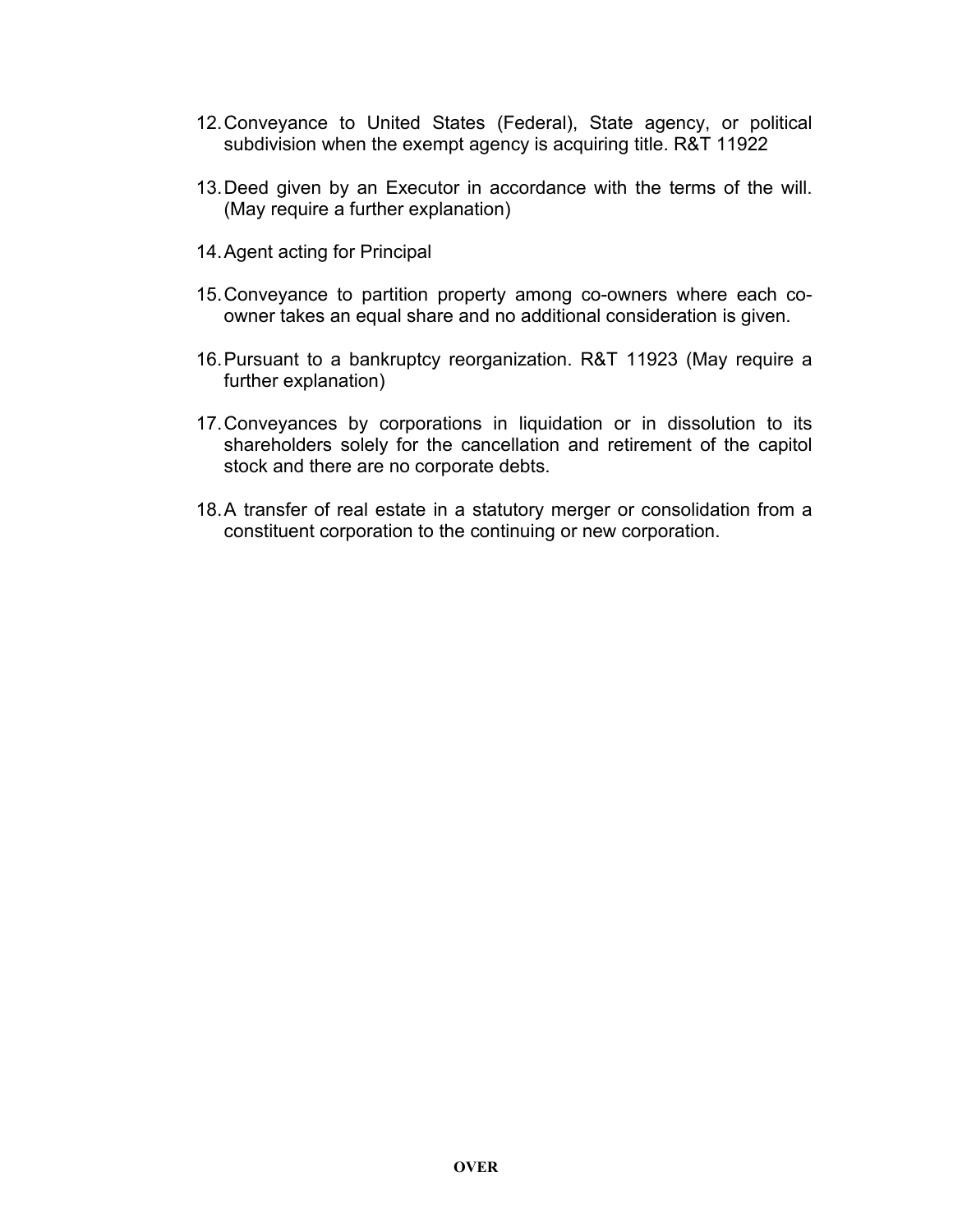12. Conveyance to United States (Federal), State agency, or political subdivision when the exempt agency is acquiring title. R&T 11922

13. Deed given by an Executor in accordance with the terms of the will. (May require a further explanation)

14. Agent acting for Principal

15. Conveyance to partition property among co-owners where each co-owner takes an equal share and no additional consideration is given.

16. Pursuant to a bankruptcy reorganization. R&T 11923 (May require a further explanation)

17. Conveyances by corporations in liquidation or in dissolution to its shareholders solely for the cancellation and retirement of the capitol stock and there are no corporate debts.

18. A transfer of real estate in a statutory merger or consolidation from a constituent corporation to the continuing or new corporation.

**OVER**